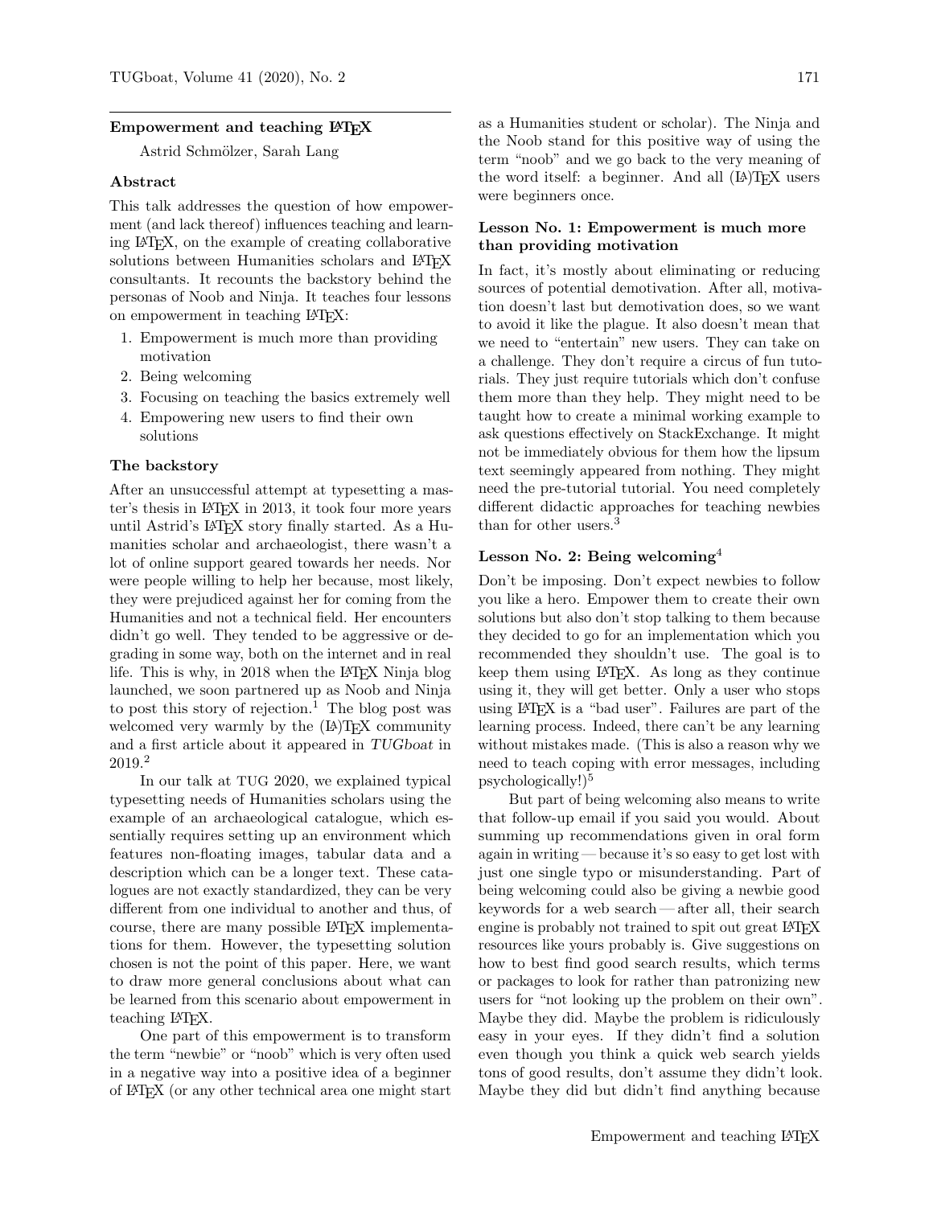## Empowerment and teaching LaTeX

Astrid Schmölzer, Sarah Lang

### Abstract

This talk addresses the question of how empowerment (and lack thereof) influences teaching and learning LaTeX, on the example of creating collaborative solutions between Humanities scholars and LaTeX consultants. It recounts the backstory behind the personas of Noob and Ninja. It teaches four lessons on empowerment in teaching LaTeX:

1. Empowerment is much more than providing motivation
2. Being welcoming
3. Focusing on teaching the basics extremely well
4. Empowering new users to find their own solutions

### The backstory

After an unsuccessful attempt at typesetting a master's thesis in LaTeX in 2013, it took four more years until Astrid's LaTeX story finally started. As a Humanities scholar and archaeologist, there wasn't a lot of online support geared towards her needs. Nor were people willing to help her because, most likely, they were prejudiced against her for coming from the Humanities and not a technical field. Her encounters didn't go well. They tended to be aggressive or degrading in some way, both on the internet and in real life. This is why, in 2018 when the LaTeX Ninja blog launched, we soon partnered up as Noob and Ninja to post this story of rejection.[1] The blog post was welcomed very warmly by the (La)TeX community and a first article about it appeared in *TUGboat* in 2019.[2]

In our talk at TUG 2020, we explained typical typesetting needs of Humanities scholars using the example of an archaeological catalogue, which essentially requires setting up an environment which features non-floating images, tabular data and a description which can be a longer text. These catalogues are not exactly standardized, they can be very different from one individual to another and thus, of course, there are many possible LaTeX implementations for them. However, the typesetting solution chosen is not the point of this paper. Here, we want to draw more general conclusions about what can be learned from this scenario about empowerment in teaching LaTeX.

One part of this empowerment is to transform the term "newbie" or "noob" which is very often used in a negative way into a positive idea of a beginner of LaTeX (or any other technical area one might start as a Humanities student or scholar). The Ninja and the Noob stand for this positive way of using the term "noob" and we go back to the very meaning of the word itself: a beginner. And all (La)TeX users were beginners once.

### Lesson No. 1: Empowerment is much more than providing motivation

In fact, it's mostly about eliminating or reducing sources of potential demotivation. After all, motivation doesn't last but demotivation does, so we want to avoid it like the plague. It also doesn't mean that we need to "entertain" new users. They can take on a challenge. They don't require a circus of fun tutorials. They just require tutorials which don't confuse them more than they help. They might need to be taught how to create a minimal working example to ask questions effectively on StackExchange. It might not be immediately obvious for them how the lipsum text seemingly appeared from nothing. They might need the pre-tutorial tutorial. You need completely different didactic approaches for teaching newbies than for other users.[3]

### Lesson No. 2: Being welcoming[4]

Don't be imposing. Don't expect newbies to follow you like a hero. Empower them to create their own solutions but also don't stop talking to them because they decided to go for an implementation which you recommended they shouldn't use. The goal is to keep them using LaTeX. As long as they continue using it, they will get better. Only a user who stops using LaTeX is a "bad user". Failures are part of the learning process. Indeed, there can't be any learning without mistakes made. (This is also a reason why we need to teach coping with error messages, including psychologically!)[5]

But part of being welcoming also means to write that follow-up email if you said you would. About summing up recommendations given in oral form again in writing — because it's so easy to get lost with just one single typo or misunderstanding. Part of being welcoming could also be giving a newbie good keywords for a web search — after all, their search engine is probably not trained to spit out great LaTeX resources like yours probably is. Give suggestions on how to best find good search results, which terms or packages to look for rather than patronizing new users for "not looking up the problem on their own". Maybe they did. Maybe the problem is ridiculously easy in your eyes. If they didn't find a solution even though you think a quick web search yields tons of good results, don't assume they didn't look. Maybe they did but didn't find anything because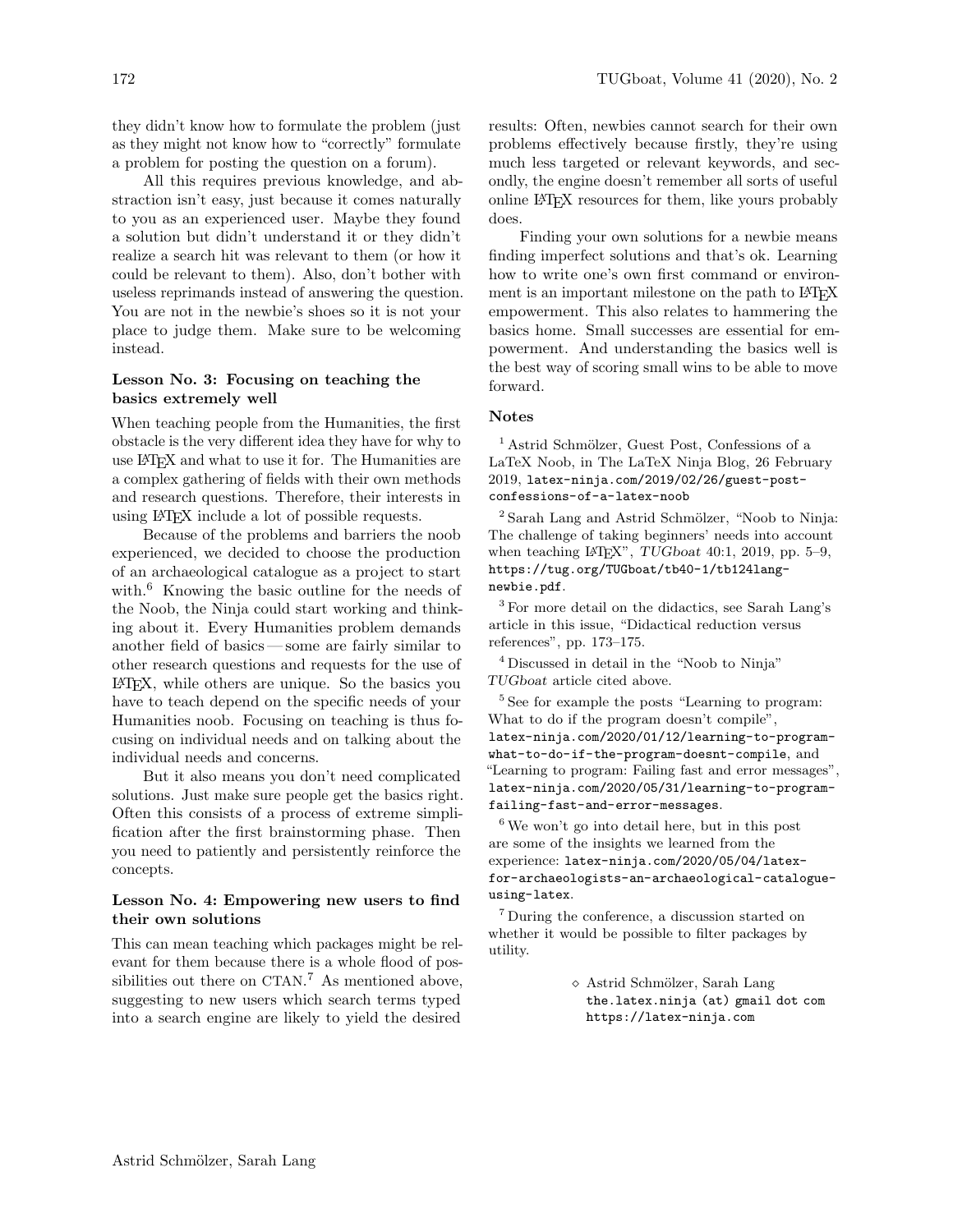they didn't know how to formulate the problem (just as they might not know how to "correctly" formulate a problem for posting the question on a forum).

All this requires previous knowledge, and abstraction isn't easy, just because it comes naturally to you as an experienced user. Maybe they found a solution but didn't understand it or they didn't realize a search hit was relevant to them (or how it could be relevant to them). Also, don't bother with useless reprimands instead of answering the question. You are not in the newbie's shoes so it is not your place to judge them. Make sure to be welcoming instead.

### Lesson No. 3: Focusing on teaching the basics extremely well

When teaching people from the Humanities, the first obstacle is the very different idea they have for why to use LaTeX and what to use it for. The Humanities are a complex gathering of fields with their own methods and research questions. Therefore, their interests in using LaTeX include a lot of possible requests.

Because of the problems and barriers the noob experienced, we decided to choose the production of an archaeological catalogue as a project to start with.[6] Knowing the basic outline for the needs of the Noob, the Ninja could start working and thinking about it. Every Humanities problem demands another field of basics — some are fairly similar to other research questions and requests for the use of LaTeX, while others are unique. So the basics you have to teach depend on the specific needs of your Humanities noob. Focusing on teaching is thus focusing on individual needs and on talking about the individual needs and concerns.

But it also means you don't need complicated solutions. Just make sure people get the basics right. Often this consists of a process of extreme simplification after the first brainstorming phase. Then you need to patiently and persistently reinforce the concepts.

### Lesson No. 4: Empowering new users to find their own solutions

This can mean teaching which packages might be relevant for them because there is a whole flood of possibilities out there on CTAN.[7] As mentioned above, suggesting to new users which search terms typed into a search engine are likely to yield the desired results: Often, newbies cannot search for their own problems effectively because firstly, they're using much less targeted or relevant keywords, and secondly, the engine doesn't remember all sorts of useful online LaTeX resources for them, like yours probably does.

Finding your own solutions for a newbie means finding imperfect solutions and that's ok. Learning how to write one's own first command or environment is an important milestone on the path to LaTeX empowerment. This also relates to hammering the basics home. Small successes are essential for empowerment. And understanding the basics well is the best way of scoring small wins to be able to move forward.

### Notes

[1] Astrid Schmölzer, Guest Post, Confessions of a LaTeX Noob, in The LaTeX Ninja Blog, 26 February 2019, `latex-ninja.com/2019/02/26/guest-post-confessions-of-a-latex-noob`

[2] Sarah Lang and Astrid Schmölzer, "Noob to Ninja: The challenge of taking beginners' needs into account when teaching LaTeX", *TUGboat* 40:1, 2019, pp. 5–9, `https://tug.org/TUGboat/tb40-1/tb124lang-newbie.pdf`.

[3] For more detail on the didactics, see Sarah Lang's article in this issue, "Didactical reduction versus references", pp. 173–175.

[4] Discussed in detail in the "Noob to Ninja" *TUGboat* article cited above.

[5] See for example the posts "Learning to program: What to do if the program doesn't compile", `latex-ninja.com/2020/01/12/learning-to-program-what-to-do-if-the-program-doesnt-compile`, and "Learning to program: Failing fast and error messages", `latex-ninja.com/2020/05/31/learning-to-program-failing-fast-and-error-messages`.

[6] We won't go into detail here, but in this post are some of the insights we learned from the experience: `latex-ninja.com/2020/05/04/latex-for-archaeologists-an-archaeological-catalogue-using-latex`.

[7] During the conference, a discussion started on whether it would be possible to filter packages by utility.

◇ Astrid Schmölzer, Sarah Lang
`the.latex.ninja (at) gmail dot com`
`https://latex-ninja.com`